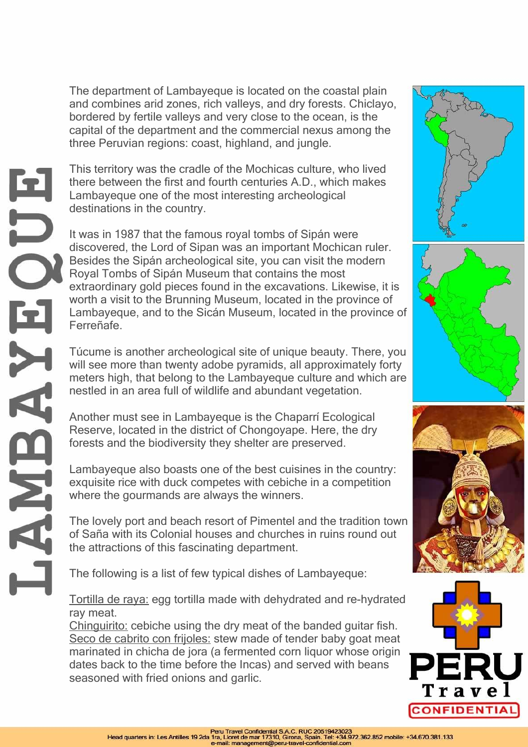# LAMBAYEQUE

The department of Lambayeque is located on the coastal plain and combines arid zones, rich valleys, and dry forests. Chiclayo, bordered by fertile valleys and very close to the ocean, is the capital of the department and the commercial nexus among the three Peruvian regions: coast, highland, and jungle.

This territory was the cradle of the Mochicas culture, who lived there between the first and fourth centuries A.D., which makes Lambayeque one of the most interesting archeological destinations in the country.

It was in 1987 that the famous royal tombs of Sipán were discovered, the Lord of Sipan was an important Mochican ruler. Besides the Sipán archeological site, you can visit the modern Royal Tombs of Sipán Museum that contains the most extraordinary gold pieces found in the excavations. Likewise, it is worth a visit to the Brunning Museum, located in the province of Lambayeque, and to the Sicán Museum, located in the province of Ferreñafe.

Túcume is another archeological site of unique beauty. There, you will see more than twenty adobe pyramids, all approximately forty meters high, that belong to the Lambayeque culture and which are nestled in an area full of wildlife and abundant vegetation.

Another must see in Lambayeque is the Chaparrí Ecological Reserve, located in the district of Chongoyape. Here, the dry forests and the biodiversity they shelter are preserved.

Lambayeque also boasts one of the best cuisines in the country: exquisite rice with duck competes with cebiche in a competition where the gourmands are always the winners.

The lovely port and beach resort of Pimentel and the tradition town of Saña with its Colonial houses and churches in ruins round out the attractions of this fascinating department.

The following is a list of few typical dishes of Lambayeque:

Tortilla de raya: egg tortilla made with dehydrated and re-hydrated ray meat.
Chinguirito: cebiche using the dry meat of the banded guitar fish.
Seco de cabrito con frijoles: stew made of tender baby goat meat marinated in chicha de jora (a fermented corn liquor whose origin dates back to the time before the Incas) and served with beans seasoned with fried onions and garlic.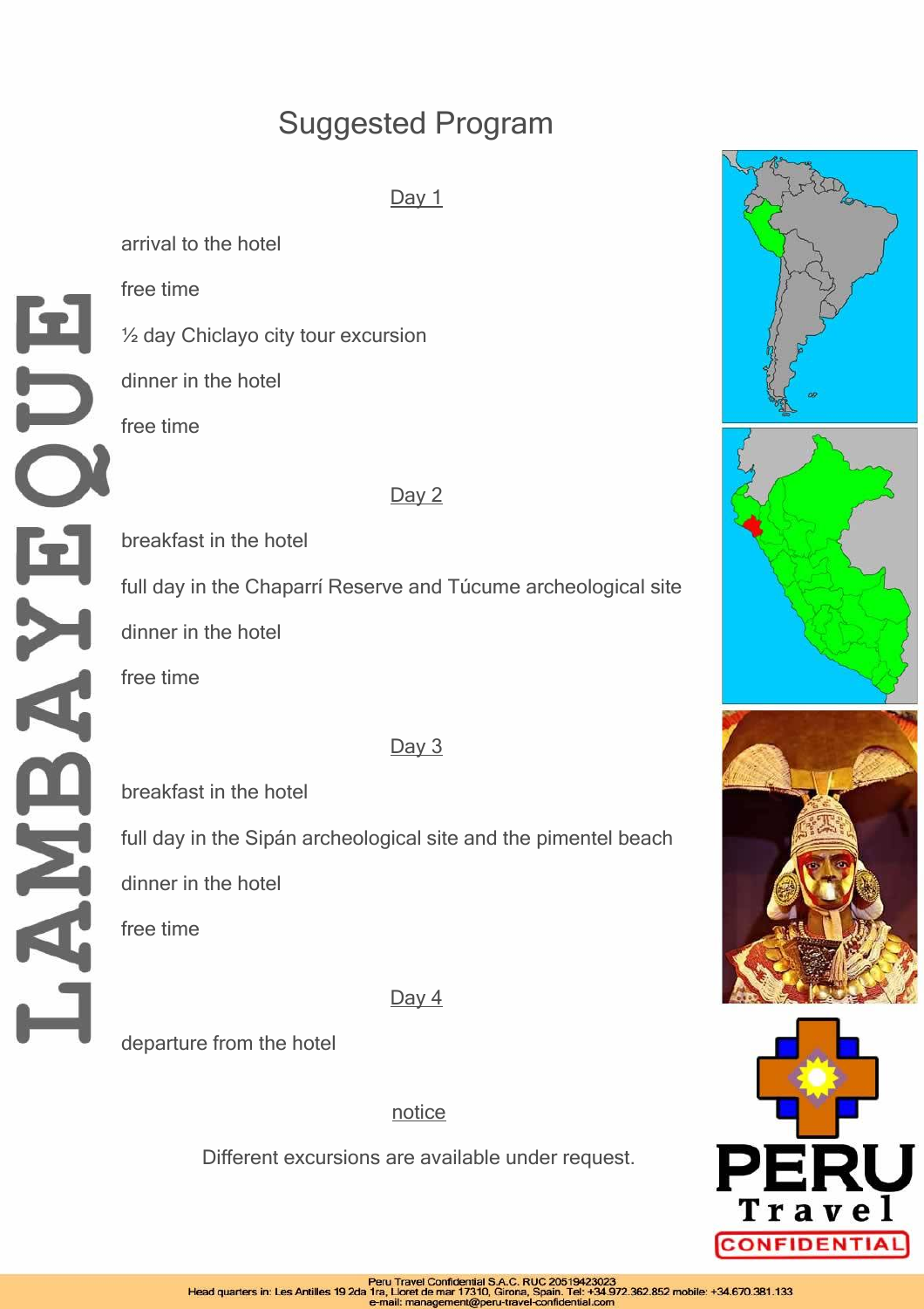# LAMBAYEQUE

## Suggested Program

### Day 1

arrival to the hotel

free time

½ day Chiclayo city tour excursion

dinner in the hotel

free time

### Day 2

breakfast in the hotel

full day in the Chaparrí Reserve and Túcume archeological site

dinner in the hotel

free time

### Day 3

breakfast in the hotel

full day in the Sipán archeological site and the pimentel beach

dinner in the hotel

free time

### Day 4

departure from the hotel

### notice

Different excursions are available under request.

PERU Travel CONFIDENTIAL

Peru Travel Confidential S.A.C. RUC 20519423023
Head quarters in: Les Antilles 19 2da 1ra, Lloret de mar 17310, Girona, Spain. Tel: +34.972.362.852 mobile: +34.670.381.133
e-mail: management@peru-travel-confidential.com